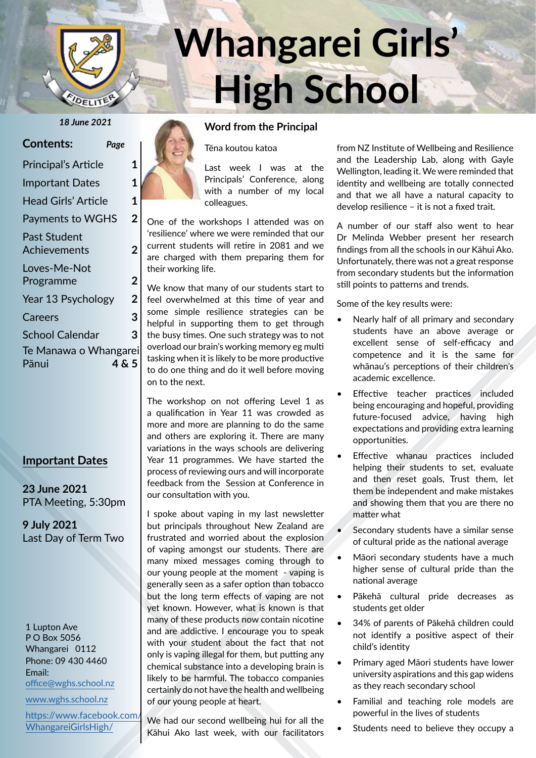# Whangarei Girls' High School

*18 June 2021*

**Contents:** *Page*

| | |
|---|---|
| Principal's Article | 1 |
| Important Dates | 1 |
| Head Girls' Article | 1 |
| Payments to WGHS | 2 |
| Past Student Achievements | 2 |
| Loves-Me-Not Programme | 2 |
| Year 13 Psychology | 2 |
| Careers | 3 |
| School Calendar | 3 |
| Te Manawa o Whangarei Pānui | 4 & 5 |

## Important Dates

**23 June 2021**
PTA Meeting, 5:30pm

**9 July 2021**
Last Day of Term Two

1 Lupton Ave
P O Box 5056
Whangarei 0112
Phone: 09 430 4460
Email:
office@wghs.school.nz
www.wghs.school.nz
https://www.facebook.com/WhangareiGirlsHigh/

## Word from the Principal

Tēna koutou katoa

Last week I was at the Principals' Conference, along with a number of my local colleagues.

One of the workshops I attended was on 'resilience' where we were reminded that our current students will retire in 2081 and we are charged with them preparing them for their working life.

We know that many of our students start to feel overwhelmed at this time of year and some simple resilience strategies can be helpful in supporting them to get through the busy times. One such strategy was to not overload our brain's working memory eg multi tasking when it is likely to be more productive to do one thing and do it well before moving on to the next.

The workshop on not offering Level 1 as a qualification in Year 11 was crowded as more and more are planning to do the same and others are exploring it. There are many variations in the ways schools are delivering Year 11 programmes. We have started the process of reviewing ours and will incorporate feedback from the Session at Conference in our consultation with you.

I spoke about vaping in my last newsletter but principals throughout New Zealand are frustrated and worried about the explosion of vaping amongst our students. There are many mixed messages coming through to our young people at the moment - vaping is generally seen as a safer option than tobacco but the long term effects of vaping are not yet known. However, what is known is that many of these products now contain nicotine and are addictive. I encourage you to speak with your student about the fact that not only is vaping illegal for them, but putting any chemical substance into a developing brain is likely to be harmful. The tobacco companies certainly do not have the health and wellbeing of our young people at heart.

We had our second wellbeing hui for all the Kāhui Ako last week, with our facilitators from NZ Institute of Wellbeing and Resilience and the Leadership Lab, along with Gayle Wellington, leading it. We were reminded that identity and wellbeing are totally connected and that we all have a natural capacity to develop resilience – it is not a fixed trait.

A number of our staff also went to hear Dr Melinda Webber present her research findings from all the schools in our Kāhui Ako. Unfortunately, there was not a great response from secondary students but the information still points to patterns and trends.

Some of the key results were:

- Nearly half of all primary and secondary students have an above average or excellent sense of self-efficacy and competence and it is the same for whānau's perceptions of their children's academic excellence.
- Effective teacher practices included being encouraging and hopeful, providing future-focused advice, having high expectations and providing extra learning opportunities.
- Effective whanau practices included helping their students to set, evaluate and then reset goals, Trust them, let them be independent and make mistakes and showing them that you are there no matter what
- Secondary students have a similar sense of cultural pride as the national average
- Māori secondary students have a much higher sense of cultural pride than the national average
- Pākehā cultural pride decreases as students get older
- 34% of parents of Pākehā children could not identify a positive aspect of their child's identity
- Primary aged Māori students have lower university aspirations and this gap widens as they reach secondary school
- Familial and teaching role models are powerful in the lives of students
- Students need to believe they occupy a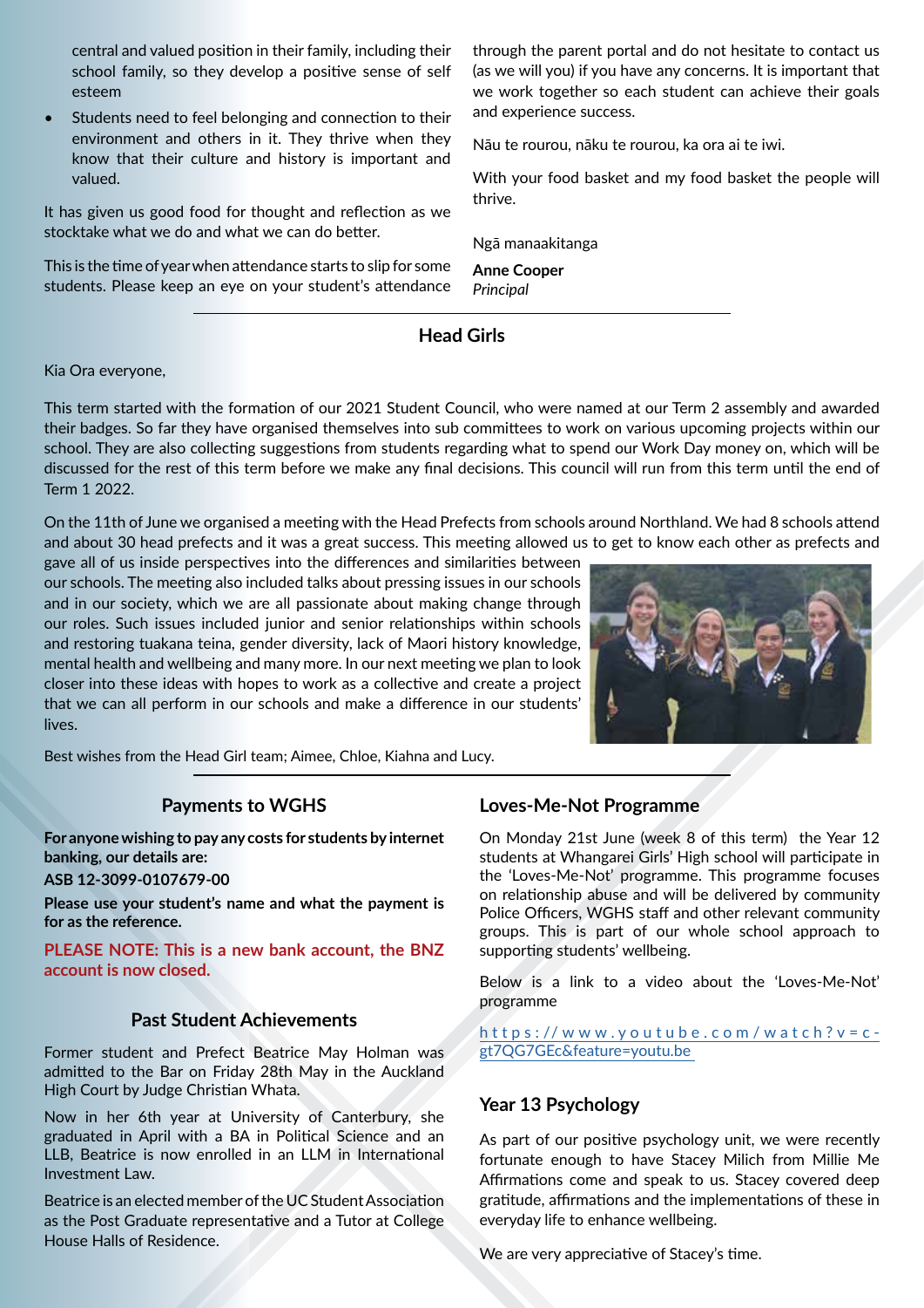central and valued position in their family, including their school family, so they develop a positive sense of self esteem

- Students need to feel belonging and connection to their environment and others in it. They thrive when they know that their culture and history is important and valued.

It has given us good food for thought and reflection as we stocktake what we do and what we can do better.

This is the time of year when attendance starts to slip for some students. Please keep an eye on your student's attendance through the parent portal and do not hesitate to contact us (as we will you) if you have any concerns. It is important that we work together so each student can achieve their goals and experience success.

Nāu te rourou, nāku te rourou, ka ora ai te iwi.

With your food basket and my food basket the people will thrive.

Ngā manaakitanga

**Anne Cooper**
*Principal*

## Head Girls

Kia Ora everyone,

This term started with the formation of our 2021 Student Council, who were named at our Term 2 assembly and awarded their badges. So far they have organised themselves into sub committees to work on various upcoming projects within our school. They are also collecting suggestions from students regarding what to spend our Work Day money on, which will be discussed for the rest of this term before we make any final decisions. This council will run from this term until the end of Term 1 2022.

On the 11th of June we organised a meeting with the Head Prefects from schools around Northland. We had 8 schools attend and about 30 head prefects and it was a great success. This meeting allowed us to get to know each other as prefects and gave all of us inside perspectives into the differences and similarities between our schools. The meeting also included talks about pressing issues in our schools and in our society, which we are all passionate about making change through our roles. Such issues included junior and senior relationships within schools and restoring tuakana teina, gender diversity, lack of Maori history knowledge, mental health and wellbeing and many more. In our next meeting we plan to look closer into these ideas with hopes to work as a collective and create a project that we can all perform in our schools and make a difference in our students' lives.

Best wishes from the Head Girl team; Aimee, Chloe, Kiahna and Lucy.

## Payments to WGHS

**For anyone wishing to pay any costs for students by internet banking, our details are:**

**ASB 12-3099-0107679-00**

**Please use your student's name and what the payment is for as the reference.**

**PLEASE NOTE: This is a new bank account, the BNZ account is now closed.**

## Past Student Achievements

Former student and Prefect Beatrice May Holman was admitted to the Bar on Friday 28th May in the Auckland High Court by Judge Christian Whata.

Now in her 6th year at University of Canterbury, she graduated in April with a BA in Political Science and an LLB, Beatrice is now enrolled in an LLM in International Investment Law.

Beatrice is an elected member of the UC Student Association as the Post Graduate representative and a Tutor at College House Halls of Residence.

## Loves-Me-Not Programme

On Monday 21st June (week 8 of this term) the Year 12 students at Whangarei Girls' High school will participate in the 'Loves-Me-Not' programme. This programme focuses on relationship abuse and will be delivered by community Police Officers, WGHS staff and other relevant community groups. This is part of our whole school approach to supporting students' wellbeing.

Below is a link to a video about the 'Loves-Me-Not' programme

https://www.youtube.com/watch?v=c-gt7QG7GEc&feature=youtu.be

## Year 13 Psychology

As part of our positive psychology unit, we were recently fortunate enough to have Stacey Milich from Millie Me Affirmations come and speak to us. Stacey covered deep gratitude, affirmations and the implementations of these in everyday life to enhance wellbeing.

We are very appreciative of Stacey's time.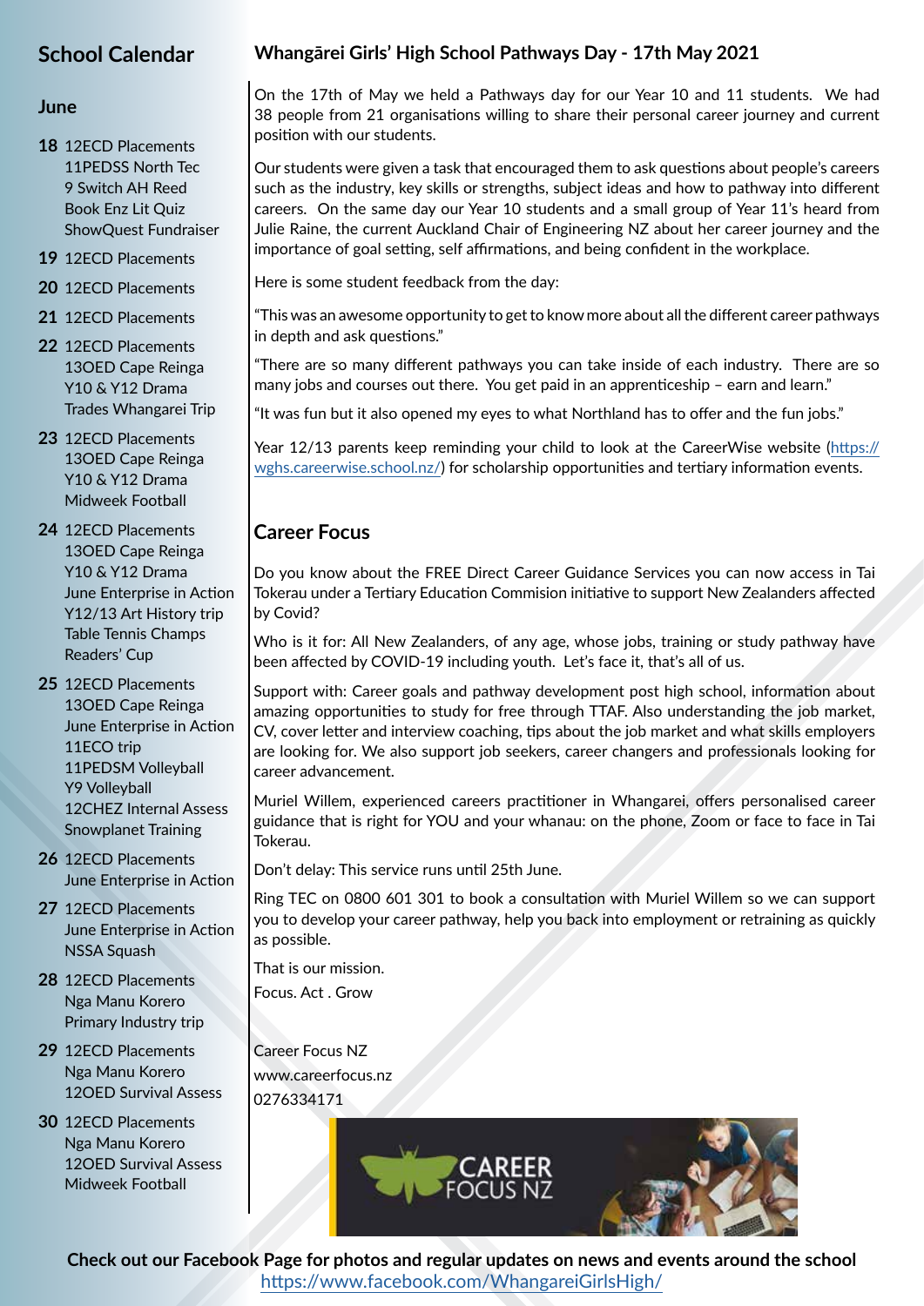## School Calendar

### June

**18** 12ECD Placements
11PEDSS North Tec
9 Switch AH Reed
Book Enz Lit Quiz
ShowQuest Fundraiser

**19** 12ECD Placements

**20** 12ECD Placements

**21** 12ECD Placements

**22** 12ECD Placements
13OED Cape Reinga
Y10 & Y12 Drama
Trades Whangerei Trip

**23** 12ECD Placements
13OED Cape Reinga
Y10 & Y12 Drama
Midweek Football

**24** 12ECD Placements
13OED Cape Reinga
Y10 & Y12 Drama
June Enterprise in Action
Y12/13 Art History trip
Table Tennis Champs
Readers' Cup

**25** 12ECD Placements
13OED Cape Reinga
June Enterprise in Action
11ECO trip
11PEDSM Volleyball
Y9 Volleyball
12CHEZ Internal Assess
Snowplanet Training

**26** 12ECD Placements
June Enterprise in Action

**27** 12ECD Placements
June Enterprise in Action
NSSA Squash

**28** 12ECD Placements
Nga Manu Korero
Primary Industry trip

**29** 12ECD Placements
Nga Manu Korero
12OED Survival Assess

**30** 12ECD Placements
Nga Manu Korero
12OED Survival Assess
Midweek Football

## Whangārei Girls' High School Pathways Day - 17th May 2021

On the 17th of May we held a Pathways day for our Year 10 and 11 students. We had 38 people from 21 organisations willing to share their personal career journey and current position with our students.

Our students were given a task that encouraged them to ask questions about people's careers such as the industry, key skills or strengths, subject ideas and how to pathway into different careers. On the same day our Year 10 students and a small group of Year 11's heard from Julie Raine, the current Auckland Chair of Engineering NZ about her career journey and the importance of goal setting, self affirmations, and being confident in the workplace.

Here is some student feedback from the day:

"This was an awesome opportunity to get to know more about all the different career pathways in depth and ask questions."

"There are so many different pathways you can take inside of each industry. There are so many jobs and courses out there. You get paid in an apprenticeship – earn and learn."

"It was fun but it also opened my eyes to what Northland has to offer and the fun jobs."

Year 12/13 parents keep reminding your child to look at the CareerWise website (https://wghs.careerwise.school.nz/) for scholarship opportunities and tertiary information events.

## Career Focus

Do you know about the FREE Direct Career Guidance Services you can now access in Tai Tokerau under a Tertiary Education Commision initiative to support New Zealanders affected by Covid?

Who is it for: All New Zealanders, of any age, whose jobs, training or study pathway have been affected by COVID-19 including youth. Let's face it, that's all of us.

Support with: Career goals and pathway development post high school, information about amazing opportunities to study for free through TTAF. Also understanding the job market, CV, cover letter and interview coaching, tips about the job market and what skills employers are looking for. We also support job seekers, career changers and professionals looking for career advancement.

Muriel Willem, experienced careers practitioner in Whangarei, offers personalised career guidance that is right for YOU and your whanau: on the phone, Zoom or face to face in Tai Tokerau.

Don't delay: This service runs until 25th June.

Ring TEC on 0800 601 301 to book a consultation with Muriel Willem so we can support you to develop your career pathway, help you back into employment or retraining as quickly as possible.

That is our mission.

Focus. Act . Grow

Career Focus NZ
www.careerfocus.nz
0276334171

CAREER FOCUS NZ

**Check out our Facebook Page for photos and regular updates on news and events around the school**
https://www.facebook.com/WhangareiGirlsHigh/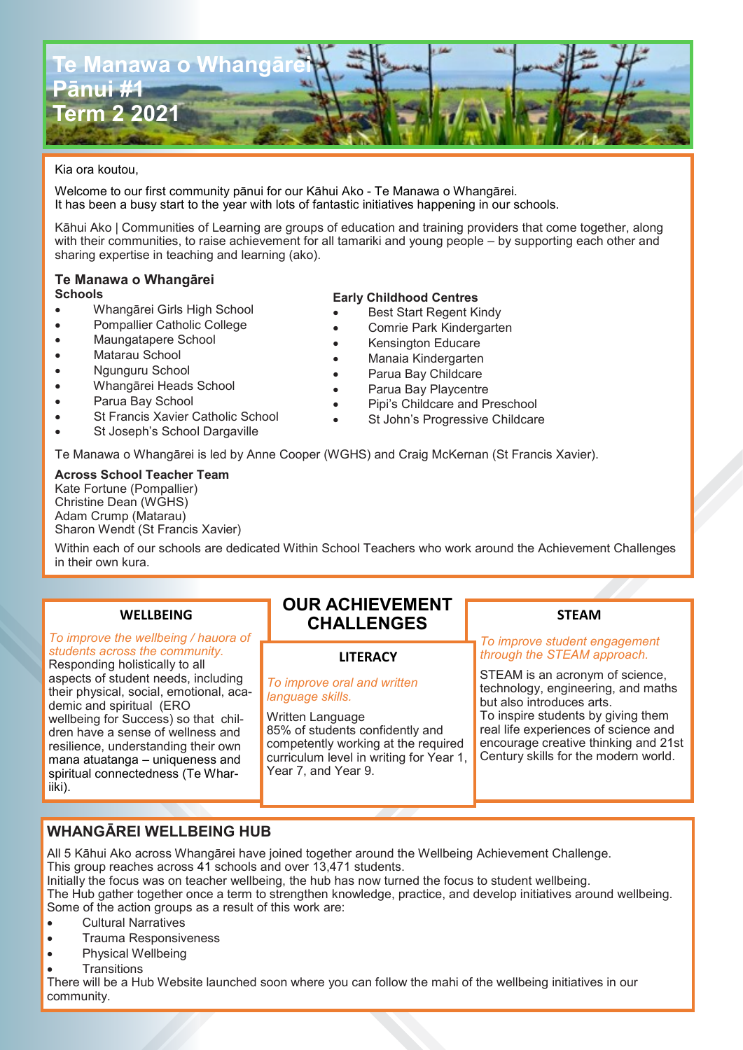# Te Manawa o Whangārei Pānui #1 Term 2 2021

Kia ora koutou,

Welcome to our first community pānui for our Kāhui Ako - Te Manawa o Whangārei.
It has been a busy start to the year with lots of fantastic initiatives happening in our schools.

Kāhui Ako | Communities of Learning are groups of education and training providers that come together, along with their communities, to raise achievement for all tamariki and young people – by supporting each other and sharing expertise in teaching and learning (ako).

### Te Manawa o Whangārei

**Schools**

- Whangārei Girls High School
- Pompallier Catholic College
- Maungatapere School
- Matarau School
- Ngunguru School
- Whangārei Heads School
- Parua Bay School
- St Francis Xavier Catholic School
- St Joseph's School Dargaville

**Early Childhood Centres**

- Best Start Regent Kindy
- Comrie Park Kindergarten
- Kensington Educare
- Manaia Kindergarten
- Parua Bay Childcare
- Parua Bay Playcentre
- Pipi's Childcare and Preschool
- St John's Progressive Childcare

Te Manawa o Whangārei is led by Anne Cooper (WGHS) and Craig McKernan (St Francis Xavier).

**Across School Teacher Team**
Kate Fortune (Pompallier)
Christine Dean (WGHS)
Adam Crump (Matarau)
Sharon Wendt (St Francis Xavier)

Within each of our schools are dedicated Within School Teachers who work around the Achievement Challenges in their own kura.

## OUR ACHIEVEMENT CHALLENGES

### WELLBEING

*To improve the wellbeing / hauora of students across the community.*
Responding holistically to all aspects of student needs, including their physical, social, emotional, academic and spiritual (ERO wellbeing for Success) so that children have a sense of wellness and resilience, understanding their own mana atuatanga – uniqueness and spiritual connectedness (Te Whariki).

### LITERACY

*To improve oral and written language skills.*

Written Language
85% of students confidently and competently working at the required curriculum level in writing for Year 1, Year 7, and Year 9.

### STEAM

*To improve student engagement through the STEAM approach.*

STEAM is an acronym of science, technology, engineering, and maths but also introduces arts.
To inspire students by giving them real life experiences of science and encourage creative thinking and 21st Century skills for the modern world.

## WHANGĀREI WELLBEING HUB

All 5 Kāhui Ako across Whangārei have joined together around the Wellbeing Achievement Challenge.
This group reaches across 41 schools and over 13,471 students.
Initially the focus was on teacher wellbeing, the hub has now turned the focus to student wellbeing.
The Hub gather together once a term to strengthen knowledge, practice, and develop initiatives around wellbeing.
Some of the action groups as a result of this work are:

- Cultural Narratives
- Trauma Responsiveness
- Physical Wellbeing
- Transitions

There will be a Hub Website launched soon where you can follow the mahi of the wellbeing initiatives in our community.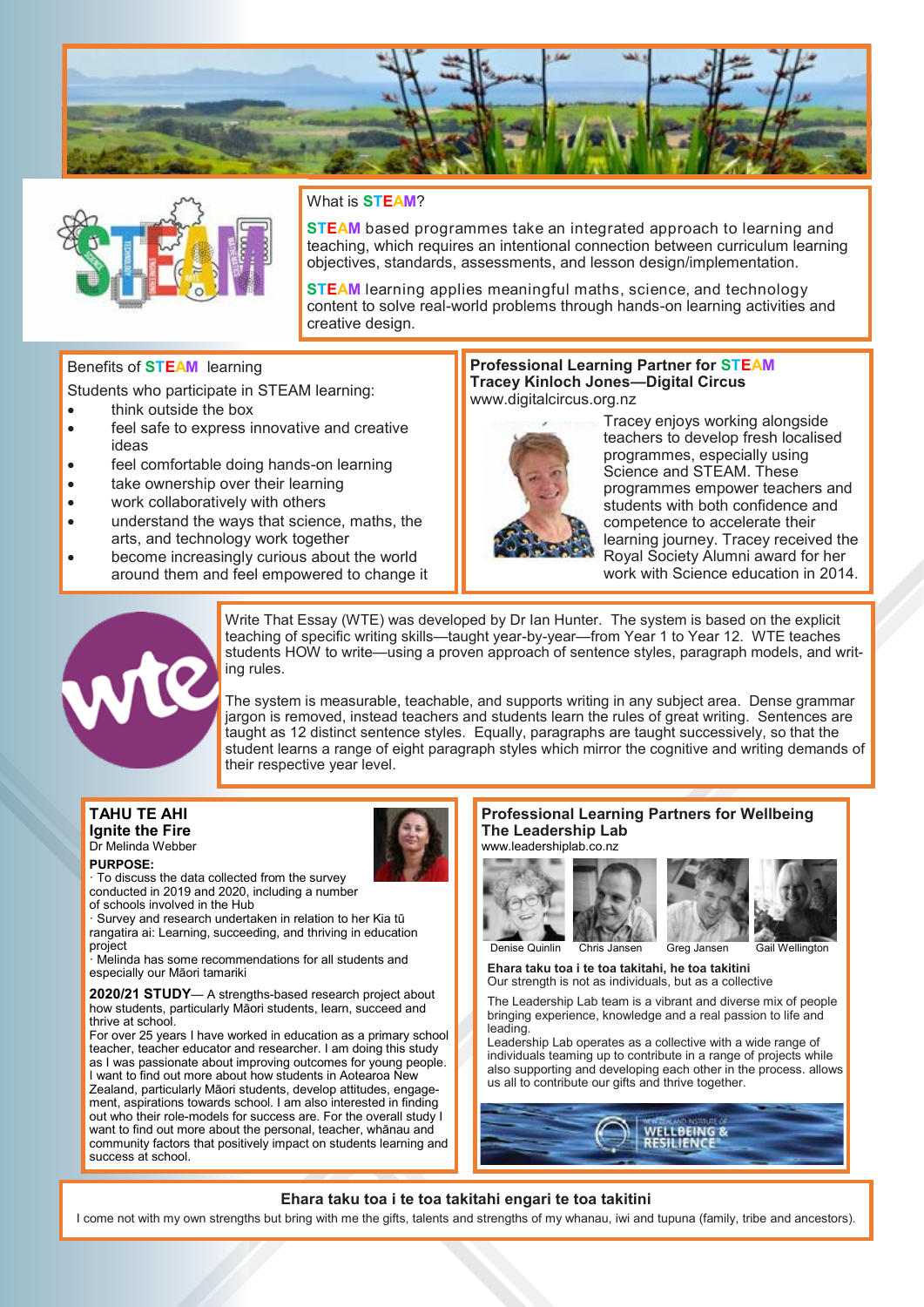## What is STEAM?

STEAM based programmes take an integrated approach to learning and teaching, which requires an intentional connection between curriculum learning objectives, standards, assessments, and lesson design/implementation.

STEAM learning applies meaningful maths, science, and technology content to solve real-world problems through hands-on learning activities and creative design.

## Benefits of STEAM learning

Students who participate in STEAM learning:

- think outside the box
- feel safe to express innovative and creative ideas
- feel comfortable doing hands-on learning
- take ownership over their learning
- work collaboratively with others
- understand the ways that science, maths, the arts, and technology work together
- become increasingly curious about the world around them and feel empowered to change it

## Professional Learning Partner for STEAM

**Tracey Kinloch Jones—Digital Circus**

www.digitalcircus.org.nz

Tracey enjoys working alongside teachers to develop fresh localised programmes, especially using Science and STEAM. These programmes empower teachers and students with both confidence and competence to accelerate their learning journey. Tracey received the Royal Society Alumni award for her work with Science education in 2014.

Write That Essay (WTE) was developed by Dr Ian Hunter. The system is based on the explicit teaching of specific writing skills—taught year-by-year—from Year 1 to Year 12. WTE teaches students HOW to write—using a proven approach of sentence styles, paragraph models, and writing rules.

The system is measurable, teachable, and supports writing in any subject area. Dense grammar jargon is removed, instead teachers and students learn the rules of great writing. Sentences are taught as 12 distinct sentence styles. Equally, paragraphs are taught successively, so that the student learns a range of eight paragraph styles which mirror the cognitive and writing demands of their respective year level.

## TAHU TE AHI
## Ignite the Fire

Dr Melinda Webber

**PURPOSE:**

· To discuss the data collected from the survey conducted in 2019 and 2020, including a number of schools involved in the Hub

· Survey and research undertaken in relation to her Kia tū rangatira ai: Learning, succeeding, and thriving in education project

· Melinda has some recommendations for all students and especially our Māori tamariki

**2020/21 STUDY**— A strengths-based research project about how students, particularly Māori students, learn, succeed and thrive at school.

For over 25 years I have worked in education as a primary school teacher, teacher educator and researcher. I am doing this study as I was passionate about improving outcomes for young people. I want to find out more about how students in Aotearoa New Zealand, particularly Māori students, develop attitudes, engagement, aspirations towards school. I am also interested in finding out who their role-models for success are. For the overall study I want to find out more about the personal, teacher, whānau and community factors that positively impact on students learning and success at school.

## Professional Learning Partners for Wellbeing
## The Leadership Lab

www.leadershiplab.co.nz

Denise Quinlin · Chris Jansen · Greg Jansen · Gail Wellington

**Ehara taku toa i te toa takitahi, he toa takitini**

Our strength is not as individuals, but as a collective

The Leadership Lab team is a vibrant and diverse mix of people bringing experience, knowledge and a real passion to life and leading.

Leadership Lab operates as a collective with a wide range of individuals teaming up to contribute in a range of projects while also supporting and developing each other in the process. allows us all to contribute our gifts and thrive together.

**Ehara taku toa i te toa takitahi engari te toa takitini**

I come not with my own strengths but bring with me the gifts, talents and strengths of my whanau, iwi and tupuna (family, tribe and ancestors).